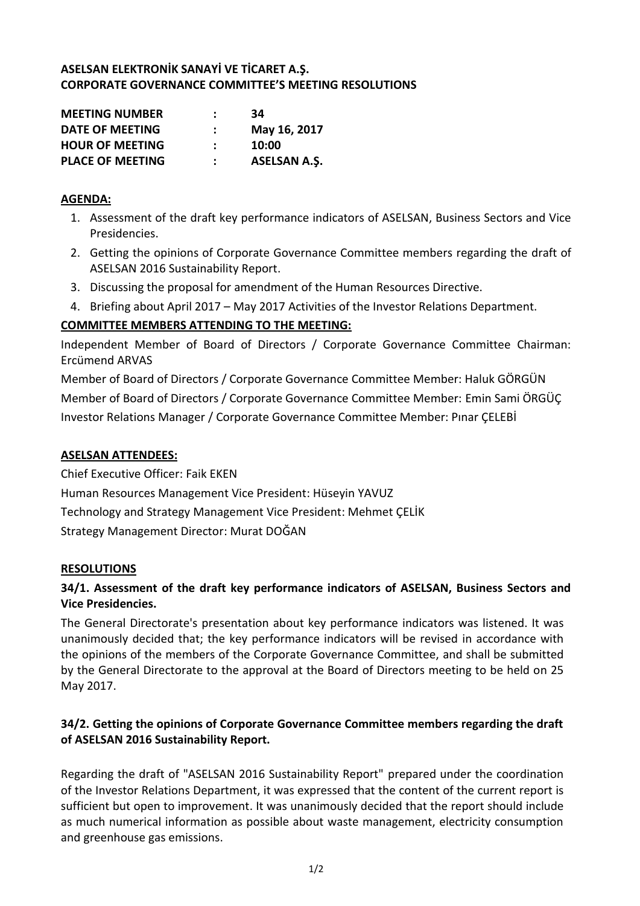**ASELSAN ELEKTRONİK SANAYİ VE TİCARET A.Ş.**
**CORPORATE GOVERNANCE COMMITTEE'S MEETING RESOLUTIONS**

| | | |
|---|---|---|
| **MEETING NUMBER** | **:** | **34** |
| **DATE OF MEETING** | **:** | **May 16, 2017** |
| **HOUR OF MEETING** | **:** | **10:00** |
| **PLACE OF MEETING** | **:** | **ASELSAN A.Ş.** |

## AGENDA:

1. Assessment of the draft key performance indicators of ASELSAN, Business Sectors and Vice Presidencies.
2. Getting the opinions of Corporate Governance Committee members regarding the draft of ASELSAN 2016 Sustainability Report.
3. Discussing the proposal for amendment of the Human Resources Directive.
4. Briefing about April 2017 – May 2017 Activities of the Investor Relations Department.

## COMMITTEE MEMBERS ATTENDING TO THE MEETING:

Independent Member of Board of Directors / Corporate Governance Committee Chairman: Ercümend ARVAS

Member of Board of Directors / Corporate Governance Committee Member: Haluk GÖRGÜN

Member of Board of Directors / Corporate Governance Committee Member: Emin Sami ÖRGÜÇ

Investor Relations Manager / Corporate Governance Committee Member: Pınar ÇELEBİ

## ASELSAN ATTENDEES:

Chief Executive Officer: Faik EKEN

Human Resources Management Vice President: Hüseyin YAVUZ

Technology and Strategy Management Vice President: Mehmet ÇELİK

Strategy Management Director: Murat DOĞAN

## RESOLUTIONS

### 34/1. Assessment of the draft key performance indicators of ASELSAN, Business Sectors and Vice Presidencies.

The General Directorate's presentation about key performance indicators was listened. It was unanimously decided that; the key performance indicators will be revised in accordance with the opinions of the members of the Corporate Governance Committee, and shall be submitted by the General Directorate to the approval at the Board of Directors meeting to be held on 25 May 2017.

### 34/2. Getting the opinions of Corporate Governance Committee members regarding the draft of ASELSAN 2016 Sustainability Report.

Regarding the draft of "ASELSAN 2016 Sustainability Report" prepared under the coordination of the Investor Relations Department, it was expressed that the content of the current report is sufficient but open to improvement. It was unanimously decided that the report should include as much numerical information as possible about waste management, electricity consumption and greenhouse gas emissions.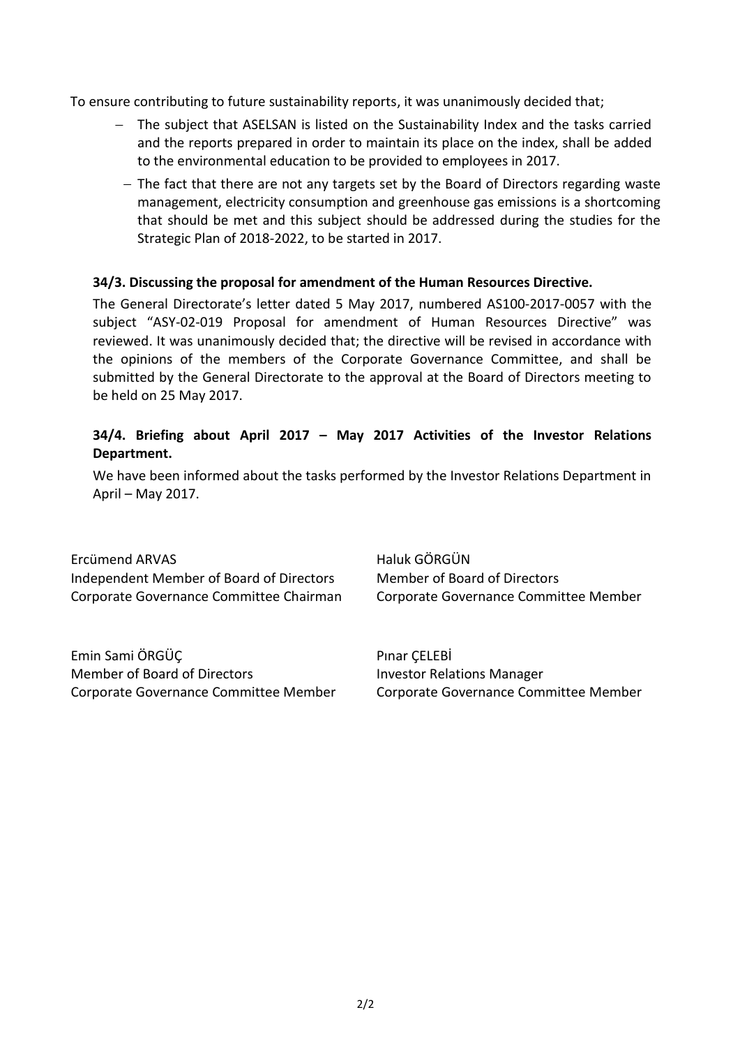To ensure contributing to future sustainability reports, it was unanimously decided that;

- The subject that ASELSAN is listed on the Sustainability Index and the tasks carried and the reports prepared in order to maintain its place on the index, shall be added to the environmental education to be provided to employees in 2017.
- The fact that there are not any targets set by the Board of Directors regarding waste management, electricity consumption and greenhouse gas emissions is a shortcoming that should be met and this subject should be addressed during the studies for the Strategic Plan of 2018-2022, to be started in 2017.

**34/3. Discussing the proposal for amendment of the Human Resources Directive.**

The General Directorate's letter dated 5 May 2017, numbered AS100-2017-0057 with the subject "ASY-02-019 Proposal for amendment of Human Resources Directive" was reviewed. It was unanimously decided that; the directive will be revised in accordance with the opinions of the members of the Corporate Governance Committee, and shall be submitted by the General Directorate to the approval at the Board of Directors meeting to be held on 25 May 2017.

**34/4. Briefing about April 2017 – May 2017 Activities of the Investor Relations Department.**

We have been informed about the tasks performed by the Investor Relations Department in April – May 2017.

Ercümend ARVAS
Independent Member of Board of Directors
Corporate Governance Committee Chairman

Haluk GÖRGÜN
Member of Board of Directors
Corporate Governance Committee Member

Emin Sami ÖRGÜÇ
Member of Board of Directors
Corporate Governance Committee Member

Pınar ÇELEBİ
Investor Relations Manager
Corporate Governance Committee Member